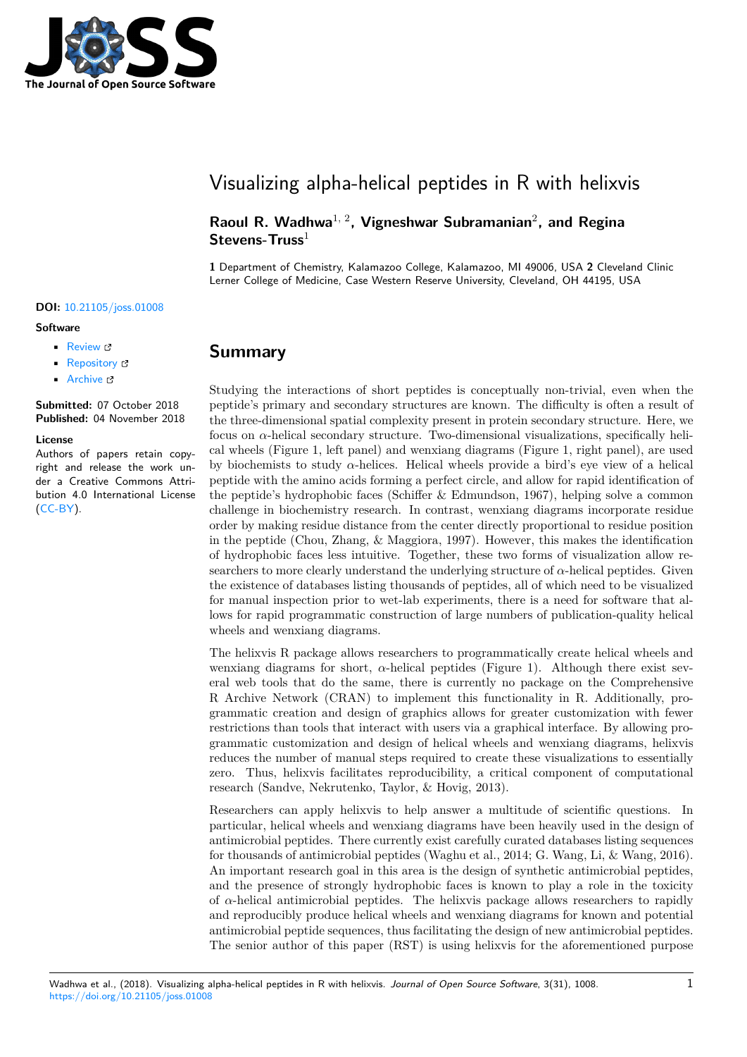# Visualizing alpha-helical peptides in R with helixvis

**Raoul R. Wadhwa**[1, 2], **Vigneshwar Subramanian**[2], **and Regina Stevens-Truss**[1]

**1** Department of Chemistry, Kalamazoo College, Kalamazoo, MI 49006, USA **2** Cleveland Clinic Lerner College of Medicine, Case Western Reserve University, Cleveland, OH 44195, USA

**DOI:** 10.21105/joss.01008

**Software**

- Review
- Repository
- Archive

**Submitted:** 07 October 2018
**Published:** 04 November 2018

**License**
Authors of papers retain copyright and release the work under a Creative Commons Attribution 4.0 International License (CC-BY).

## Summary

Studying the interactions of short peptides is conceptually non-trivial, even when the peptide's primary and secondary structures are known. The difficulty is often a result of the three-dimensional spatial complexity present in protein secondary structure. Here, we focus on $\alpha$-helical secondary structure. Two-dimensional visualizations, specifically helical wheels (Figure 1, left panel) and wenxiang diagrams (Figure 1, right panel), are used by biochemists to study $\alpha$-helices. Helical wheels provide a bird's eye view of a helical peptide with the amino acids forming a perfect circle, and allow for rapid identification of the peptide's hydrophobic faces (Schiffer & Edmundson, 1967), helping solve a common challenge in biochemistry research. In contrast, wenxiang diagrams incorporate residue order by making residue distance from the center directly proportional to residue position in the peptide (Chou, Zhang, & Maggiora, 1997). However, this makes the identification of hydrophobic faces less intuitive. Together, these two forms of visualization allow researchers to more clearly understand the underlying structure of $\alpha$-helical peptides. Given the existence of databases listing thousands of peptides, all of which need to be visualized for manual inspection prior to wet-lab experiments, there is a need for software that allows for rapid programmatic construction of large numbers of publication-quality helical wheels and wenxiang diagrams.

The helixvis R package allows researchers to programmatically create helical wheels and wenxiang diagrams for short, $\alpha$-helical peptides (Figure 1). Although there exist several web tools that do the same, there is currently no package on the Comprehensive R Archive Network (CRAN) to implement this functionality in R. Additionally, programmatic creation and design of graphics allows for greater customization with fewer restrictions than tools that interact with users via a graphical interface. By allowing programmatic customization and design of helical wheels and wenxiang diagrams, helixvis reduces the number of manual steps required to create these visualizations to essentially zero. Thus, helixvis facilitates reproducibility, a critical component of computational research (Sandve, Nekrutenko, Taylor, & Hovig, 2013).

Researchers can apply helixvis to help answer a multitude of scientific questions. In particular, helical wheels and wenxiang diagrams have been heavily used in the design of antimicrobial peptides. There currently exist carefully curated databases listing sequences for thousands of antimicrobial peptides (Waghu et al., 2014; G. Wang, Li, & Wang, 2016). An important research goal in this area is the design of synthetic antimicrobial peptides, and the presence of strongly hydrophobic faces is known to play a role in the toxicity of $\alpha$-helical antimicrobial peptides. The helixvis package allows researchers to rapidly and reproducibly produce helical wheels and wenxiang diagrams for known and potential antimicrobial peptide sequences, thus facilitating the design of new antimicrobial peptides. The senior author of this paper (RST) is using helixvis for the aforementioned purpose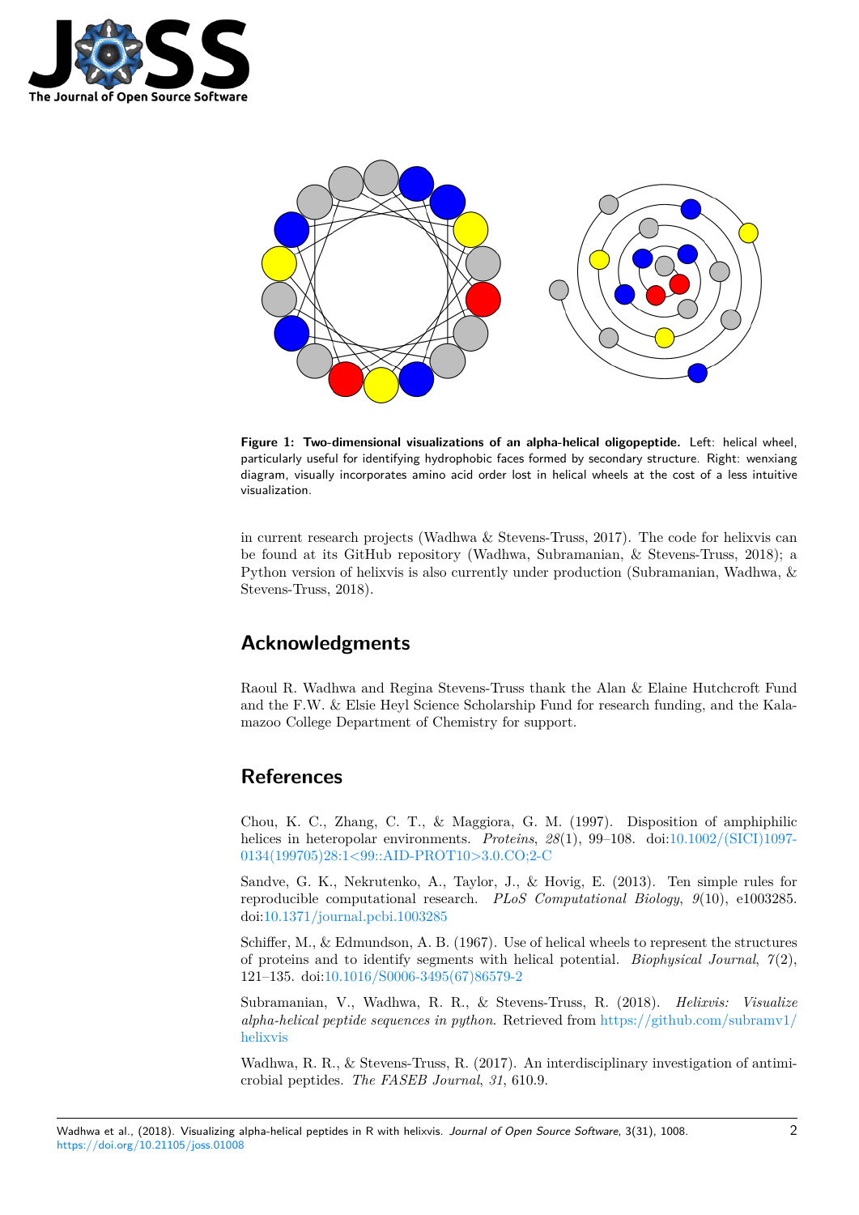**Figure 1: Two-dimensional visualizations of an alpha-helical oligopeptide.** Left: helical wheel, particularly useful for identifying hydrophobic faces formed by secondary structure. Right: wenxiang diagram, visually incorporates amino acid order lost in helical wheels at the cost of a less intuitive visualization.

in current research projects (Wadhwa & Stevens-Truss, 2017). The code for helixvis can be found at its GitHub repository (Wadhwa, Subramanian, & Stevens-Truss, 2018); a Python version of helixvis is also currently under production (Subramanian, Wadhwa, & Stevens-Truss, 2018).

# Acknowledgments

Raoul R. Wadhwa and Regina Stevens-Truss thank the Alan & Elaine Hutchcroft Fund and the F.W. & Elsie Heyl Science Scholarship Fund for research funding, and the Kalamazoo College Department of Chemistry for support.

# References

Chou, K. C., Zhang, C. T., & Maggiora, G. M. (1997). Disposition of amphiphilic helices in heteropolar environments. *Proteins*, *28*(1), 99–108. doi:10.1002/(SICI)1097-0134(199705)28:1<99::AID-PROT10>3.0.CO;2-C

Sandve, G. K., Nekrutenko, A., Taylor, J., & Hovig, E. (2013). Ten simple rules for reproducible computational research. *PLoS Computational Biology*, *9*(10), e1003285. doi:10.1371/journal.pcbi.1003285

Schiffer, M., & Edmundson, A. B. (1967). Use of helical wheels to represent the structures of proteins and to identify segments with helical potential. *Biophysical Journal*, *7*(2), 121–135. doi:10.1016/S0006-3495(67)86579-2

Subramanian, V., Wadhwa, R. R., & Stevens-Truss, R. (2018). *Helixvis: Visualize alpha-helical peptide sequences in python*. Retrieved from https://github.com/subramv1/helixvis

Wadhwa, R. R., & Stevens-Truss, R. (2017). An interdisciplinary investigation of antimicrobial peptides. *The FASEB Journal*, *31*, 610.9.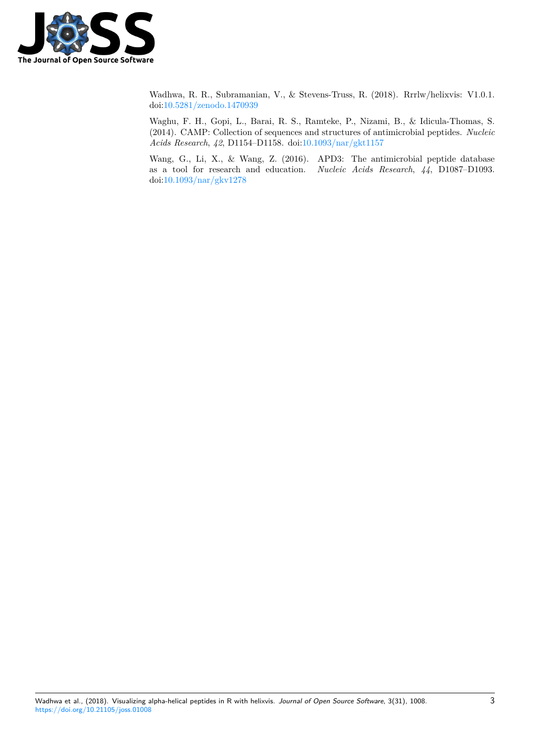Wadhwa, R. R., Subramanian, V., & Stevens-Truss, R. (2018). Rrrlw/helixvis: V1.0.1. doi:10.5281/zenodo.1470939

Waghu, F. H., Gopi, L., Barai, R. S., Ramteke, P., Nizami, B., & Idicula-Thomas, S. (2014). CAMP: Collection of sequences and structures of antimicrobial peptides. *Nucleic Acids Research*, *42*, D1154–D1158. doi:10.1093/nar/gkt1157

Wang, G., Li, X., & Wang, Z. (2016). APD3: The antimicrobial peptide database as a tool for research and education. *Nucleic Acids Research*, *44*, D1087–D1093. doi:10.1093/nar/gkv1278